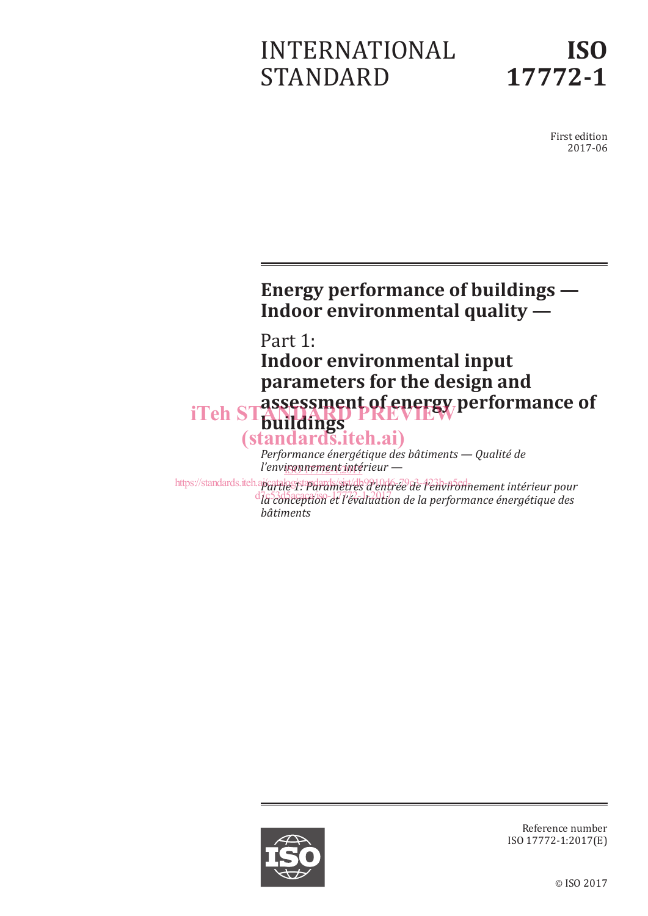# INTERNATIONAL STANDARD

# ISO 17772-1

First edition
2017-06

## Energy performance of buildings — Indoor environmental quality —

## Part 1: Indoor environmental input parameters for the design and assessment of energy performance of buildings

*Performance énergétique des bâtiments — Qualité de l'environnement intérieur —*

*Partie 1: Paramètres d'entrée de l'environnement intérieur pour la conception et l'évaluation de la performance énergétique des bâtiments*

iTeh STANDARD PREVIEW
(standards.iteh.ai)

ISO 17772-1:2017
https://standards.iteh.ai/catalog/standards/sist/db9910d6-79c2-423b-a5ed-d7c53d5acaca/iso-17772-1-2017

Reference number
ISO 17772-1:2017(E)

© ISO 2017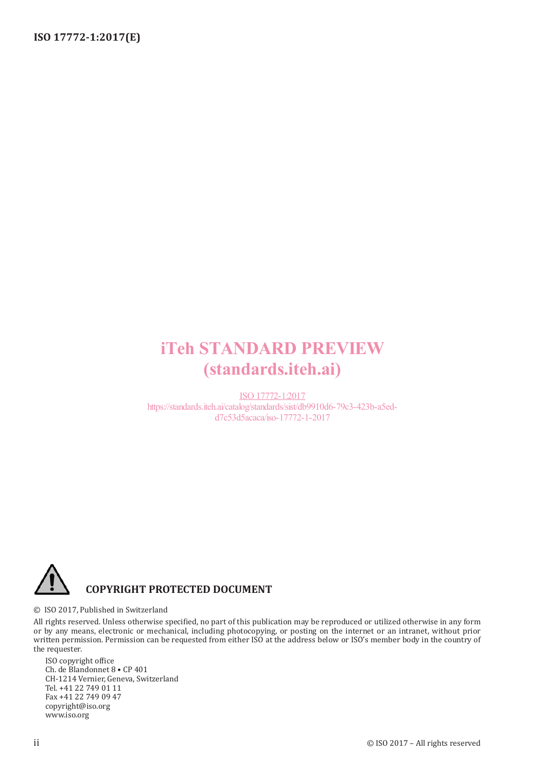iTeh STANDARD PREVIEW
(standards.iteh.ai)

ISO 17772-1:2017
https://standards.iteh.ai/catalog/standards/sist/db9910d6-79c3-423b-a5ed-d7c53d5acaca/iso-17772-1-2017

**COPYRIGHT PROTECTED DOCUMENT**

© ISO 2017, Published in Switzerland

All rights reserved. Unless otherwise specified, no part of this publication may be reproduced or utilized otherwise in any form or by any means, electronic or mechanical, including photocopying, or posting on the internet or an intranet, without prior written permission. Permission can be requested from either ISO at the address below or ISO's member body in the country of the requester.

ISO copyright office
Ch. de Blandonnet 8 • CP 401
CH-1214 Vernier, Geneva, Switzerland
Tel. +41 22 749 01 11
Fax +41 22 749 09 47
copyright@iso.org
www.iso.org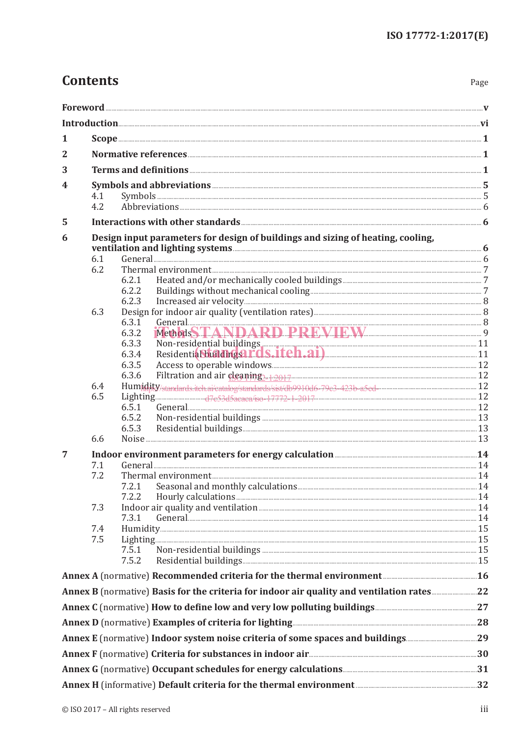# Contents

Page

**Foreword** .......... v

**Introduction** .......... vi

**1 Scope** .......... 1

**2 Normative references** .......... 1

**3 Terms and definitions** .......... 1

**4 Symbols and abbreviations** .......... 5
- 4.1 Symbols .......... 5
- 4.2 Abbreviations .......... 6

**5 Interactions with other standards** .......... 6

**6 Design input parameters for design of buildings and sizing of heating, cooling, ventilation and lighting systems** .......... 6
- 6.1 General .......... 6
- 6.2 Thermal environment .......... 7
  - 6.2.1 Heated and/or mechanically cooled buildings .......... 7
  - 6.2.2 Buildings without mechanical cooling .......... 7
  - 6.2.3 Increased air velocity .......... 8
- 6.3 Design for indoor air quality (ventilation rates) .......... 8
  - 6.3.1 General .......... 8
  - 6.3.2 Methods .......... 9
  - 6.3.3 Non-residential buildings .......... 11
  - 6.3.4 Residential buildings .......... 11
  - 6.3.5 Access to operable windows .......... 12
  - 6.3.6 Filtration and air cleaning .......... 12
- 6.4 Humidity .......... 12
- 6.5 Lighting .......... 12
  - 6.5.1 General .......... 12
  - 6.5.2 Non-residential buildings .......... 13
  - 6.5.3 Residential buildings .......... 13
- 6.6 Noise .......... 13

**7 Indoor environment parameters for energy calculation** .......... 14
- 7.1 General .......... 14
- 7.2 Thermal environment .......... 14
  - 7.2.1 Seasonal and monthly calculations .......... 14
  - 7.2.2 Hourly calculations .......... 14
- 7.3 Indoor air quality and ventilation .......... 14
  - 7.3.1 General .......... 14
- 7.4 Humidity .......... 15
- 7.5 Lighting .......... 15
  - 7.5.1 Non-residential buildings .......... 15
  - 7.5.2 Residential buildings .......... 15

**Annex A** (normative) **Recommended criteria for the thermal environment** .......... 16

**Annex B** (normative) **Basis for the criteria for indoor air quality and ventilation rates** .......... 22

**Annex C** (normative) **How to define low and very low polluting buildings** .......... 27

**Annex D** (normative) **Examples of criteria for lighting** .......... 28

**Annex E** (normative) **Indoor system noise criteria of some spaces and buildings** .......... 29

**Annex F** (normative) **Criteria for substances in indoor air** .......... 30

**Annex G** (normative) **Occupant schedules for energy calculations** .......... 31

**Annex H** (informative) **Default criteria for the thermal environment** .......... 32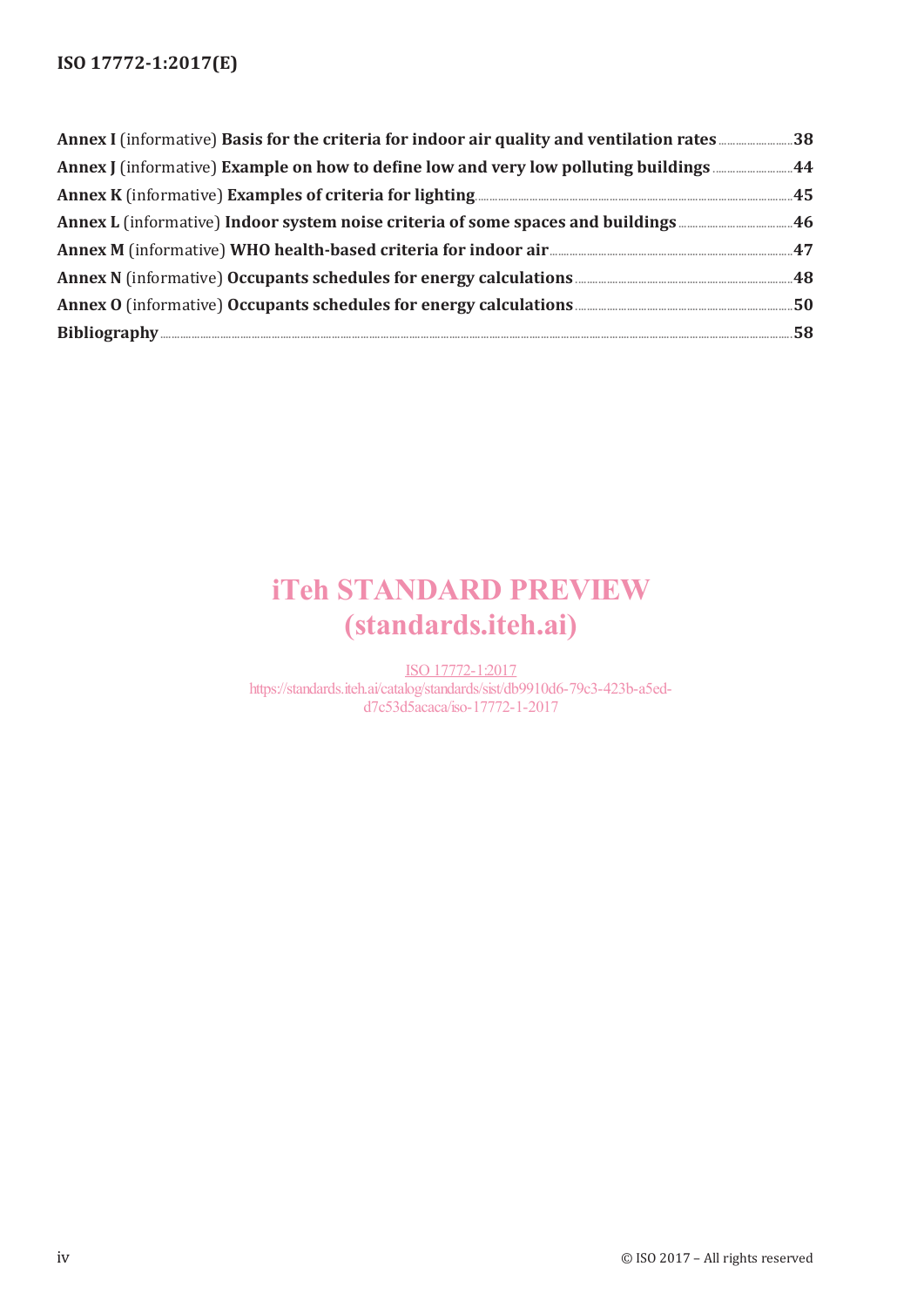**Annex I** (informative) **Basis for the criteria for indoor air quality and ventilation rates** ....... 38

**Annex J** (informative) **Example on how to define low and very low polluting buildings** ....... 44

**Annex K** (informative) **Examples of criteria for lighting** ....... 45

**Annex L** (informative) **Indoor system noise criteria of some spaces and buildings** ....... 46

**Annex M** (informative) **WHO health-based criteria for indoor air** ....... 47

**Annex N** (informative) **Occupants schedules for energy calculations** ....... 48

**Annex O** (informative) **Occupants schedules for energy calculations** ....... 50

**Bibliography** ....... 58

iTeh STANDARD PREVIEW
(standards.iteh.ai)

ISO 17772-1:2017
https://standards.iteh.ai/catalog/standards/sist/db9910d6-79c3-423b-a5ed-d7c53d5acaca/iso-17772-1-2017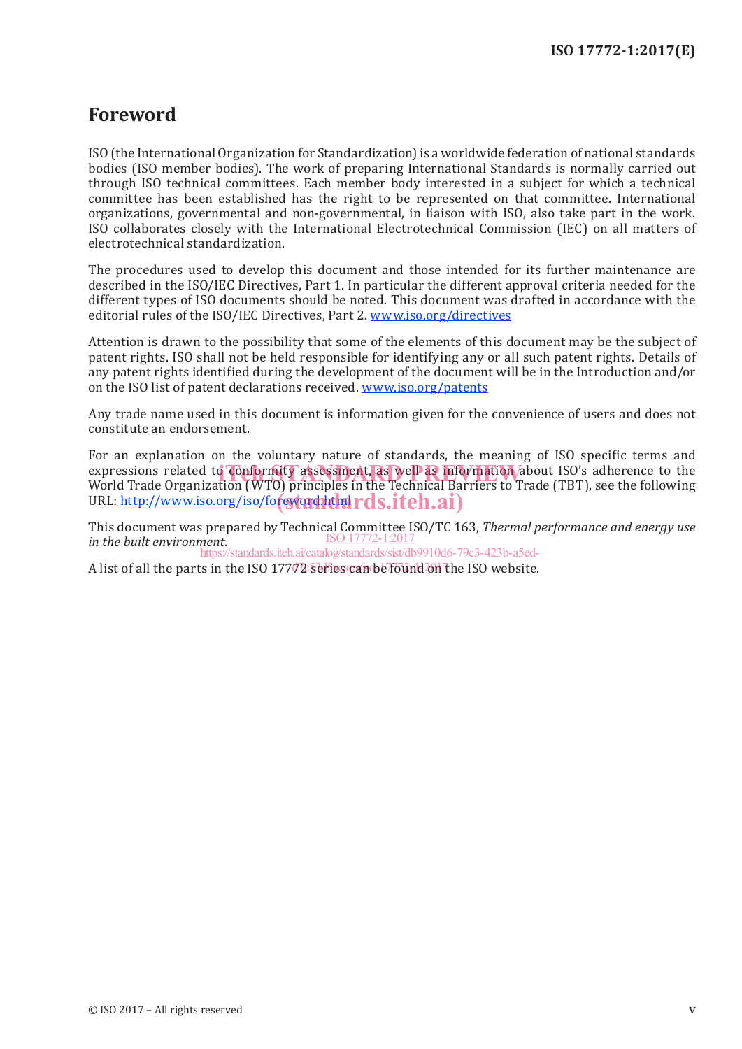# Foreword

ISO (the International Organization for Standardization) is a worldwide federation of national standards bodies (ISO member bodies). The work of preparing International Standards is normally carried out through ISO technical committees. Each member body interested in a subject for which a technical committee has been established has the right to be represented on that committee. International organizations, governmental and non-governmental, in liaison with ISO, also take part in the work. ISO collaborates closely with the International Electrotechnical Commission (IEC) on all matters of electrotechnical standardization.

The procedures used to develop this document and those intended for its further maintenance are described in the ISO/IEC Directives, Part 1. In particular the different approval criteria needed for the different types of ISO documents should be noted. This document was drafted in accordance with the editorial rules of the ISO/IEC Directives, Part 2. www.iso.org/directives

Attention is drawn to the possibility that some of the elements of this document may be the subject of patent rights. ISO shall not be held responsible for identifying any or all such patent rights. Details of any patent rights identified during the development of the document will be in the Introduction and/or on the ISO list of patent declarations received. www.iso.org/patents

Any trade name used in this document is information given for the convenience of users and does not constitute an endorsement.

For an explanation on the voluntary nature of standards, the meaning of ISO specific terms and expressions related to conformity assessment, as well as information about ISO's adherence to the World Trade Organization (WTO) principles in the Technical Barriers to Trade (TBT), see the following URL: http://www.iso.org/iso/foreword.html

This document was prepared by Technical Committee ISO/TC 163, *Thermal performance and energy use in the built environment*.

A list of all the parts in the ISO 17772 series can be found on the ISO website.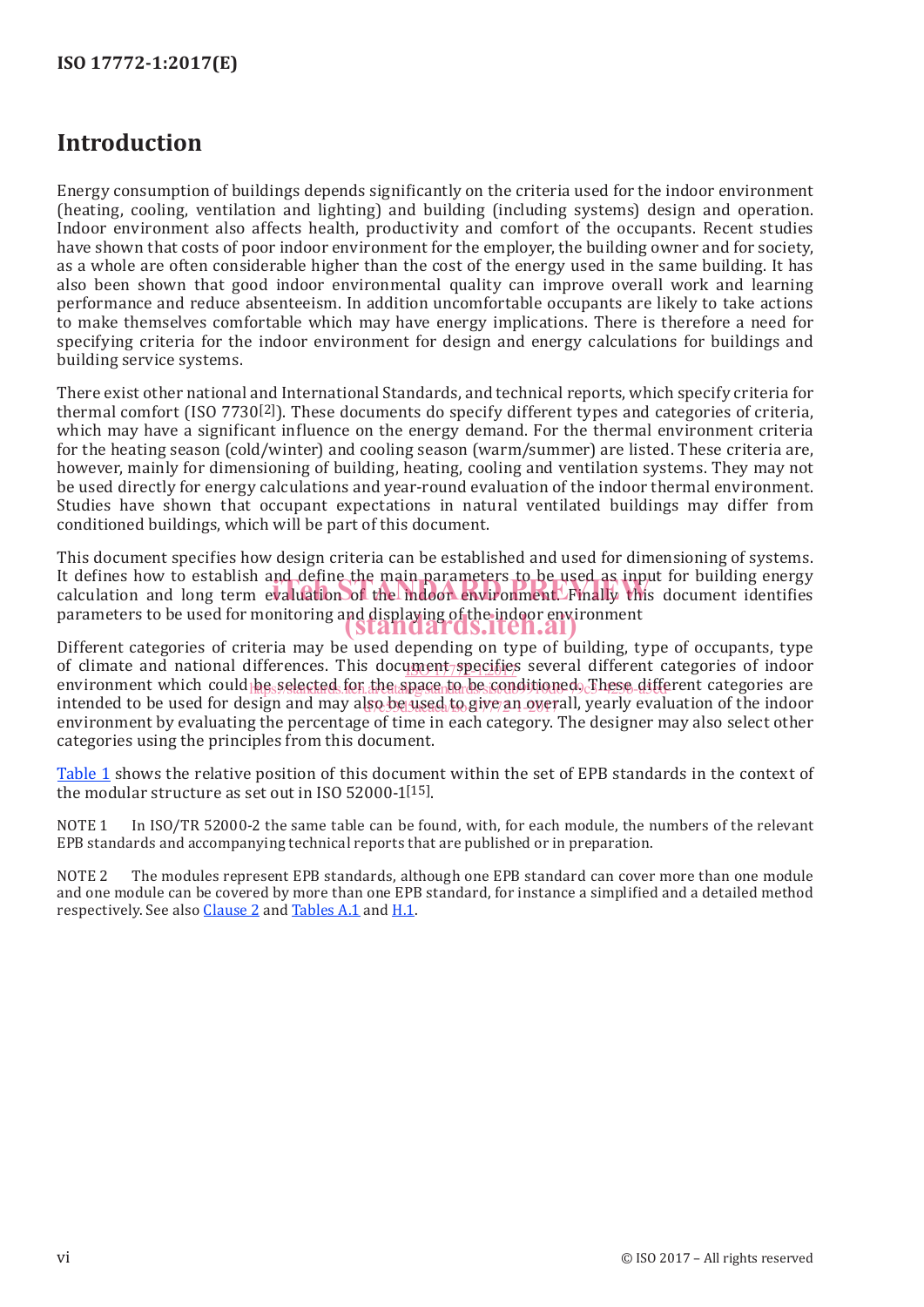# Introduction

Energy consumption of buildings depends significantly on the criteria used for the indoor environment (heating, cooling, ventilation and lighting) and building (including systems) design and operation. Indoor environment also affects health, productivity and comfort of the occupants. Recent studies have shown that costs of poor indoor environment for the employer, the building owner and for society, as a whole are often considerable higher than the cost of the energy used in the same building. It has also been shown that good indoor environmental quality can improve overall work and learning performance and reduce absenteeism. In addition uncomfortable occupants are likely to take actions to make themselves comfortable which may have energy implications. There is therefore a need for specifying criteria for the indoor environment for design and energy calculations for buildings and building service systems.

There exist other national and International Standards, and technical reports, which specify criteria for thermal comfort (ISO 7730[2]). These documents do specify different types and categories of criteria, which may have a significant influence on the energy demand. For the thermal environment criteria for the heating season (cold/winter) and cooling season (warm/summer) are listed. These criteria are, however, mainly for dimensioning of building, heating, cooling and ventilation systems. They may not be used directly for energy calculations and year-round evaluation of the indoor thermal environment. Studies have shown that occupant expectations in natural ventilated buildings may differ from conditioned buildings, which will be part of this document.

This document specifies how design criteria can be established and used for dimensioning of systems. It defines how to establish and define the main parameters to be used as input for building energy calculation and long term evaluation of the indoor environment. Finally this document identifies parameters to be used for monitoring and displaying of the indoor environment

Different categories of criteria may be used depending on type of building, type of occupants, type of climate and national differences. This document specifies several different categories of indoor environment which could be selected for the space to be conditioned. These different categories are intended to be used for design and may also be used to give an overall, yearly evaluation of the indoor environment by evaluating the percentage of time in each category. The designer may also select other categories using the principles from this document.

Table 1 shows the relative position of this document within the set of EPB standards in the context of the modular structure as set out in ISO 52000-1[15].

NOTE 1 In ISO/TR 52000-2 the same table can be found, with, for each module, the numbers of the relevant EPB standards and accompanying technical reports that are published or in preparation.

NOTE 2 The modules represent EPB standards, although one EPB standard can cover more than one module and one module can be covered by more than one EPB standard, for instance a simplified and a detailed method respectively. See also Clause 2 and Tables A.1 and H.1.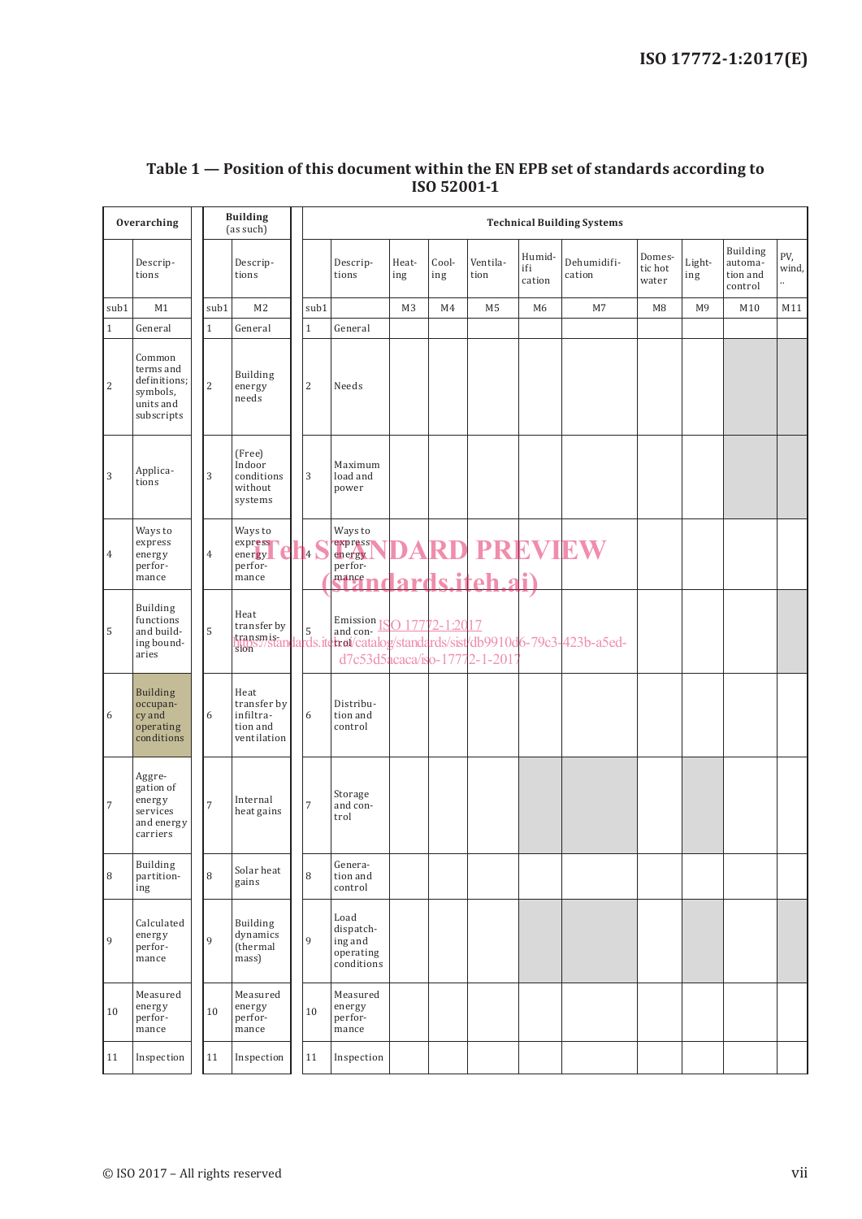**Table 1 — Position of this document within the EN EPB set of standards according to ISO 52001-1**

| Overarching | | Building (as such) | | Technical Building Systems | | | | | | | | | | | | |
|---|---|---|---|---|---|---|---|---|---|---|---|---|---|---|---|---|
| | Descriptions | | Descriptions | | Descriptions | Heating | Cooling | Ventilation | Humidification | Dehumidification | Domestic hot water | Lighting | Building automation and control | PV, wind, .. |
| sub1 | M1 | sub1 | M2 | sub1 | | M3 | M4 | M5 | M6 | M7 | M8 | M9 | M10 | M11 |
| 1 | General | 1 | General | 1 | General | | | | | | | | | |
| 2 | Common terms and definitions; symbols, units and subscripts | 2 | Building energy needs | 2 | Needs | | | | | | | | | |
| 3 | Applications | 3 | (Free) Indoor conditions without systems | 3 | Maximum load and power | | | | | | | | | |
| 4 | Ways to express energy performance | 4 | Ways to express energy performance | 4 | Ways to express energy performance | | | | | | | | | |
| 5 | Building functions and building boundaries | 5 | Heat transfer by transmission | 5 | Emission and control | | | | | | | | | |
| 6 | **Building occupancy and operating conditions** | 6 | Heat transfer by infiltration and ventilation | 6 | Distribution and control | | | | | | | | | |
| 7 | Aggregation of energy services and energy carriers | 7 | Internal heat gains | 7 | Storage and control | | | | | | | | | |
| 8 | Building partitioning | 8 | Solar heat gains | 8 | Generation and control | | | | | | | | | |
| 9 | Calculated energy performance | 9 | Building dynamics (thermal mass) | 9 | Load dispatching and operating conditions | | | | | | | | | |
| 10 | Measured energy performance | 10 | Measured energy performance | 10 | Measured energy performance | | | | | | | | | |
| 11 | Inspection | 11 | Inspection | 11 | Inspection | | | | | | | | | |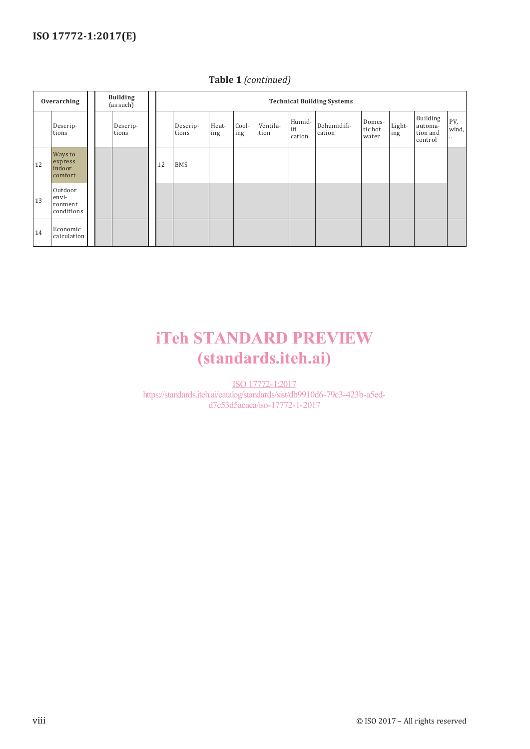**Table 1** *(continued)*

| Overarching | | | Building (as such) | | Technical Building Systems | | | | | | | | | | | |
|---|---|---|---|---|---|---|---|---|---|---|---|---|---|---|---|---|
| | Descriptions | | | Descriptions | | Descriptions | Heating | Cooling | Ventilation | Humidification | Dehumidification | Domestic hot water | Lighting | Building automation and control | PV, wind, .. |
| 12 | Ways to express indoor comfort | | | | 12 | BMS | | | | | | | | | |
| 13 | Outdoor environment conditions | | | | | | | | | | | | | | |
| 14 | Economic calculation | | | | | | | | | | | | | | |

iTeh STANDARD PREVIEW
(standards.iteh.ai)

ISO 17772-1:2017
https://standards.iteh.ai/catalog/standards/sist/db9910d6-79c3-423b-a5ed-d7c53d5acaca/iso-17772-1-2017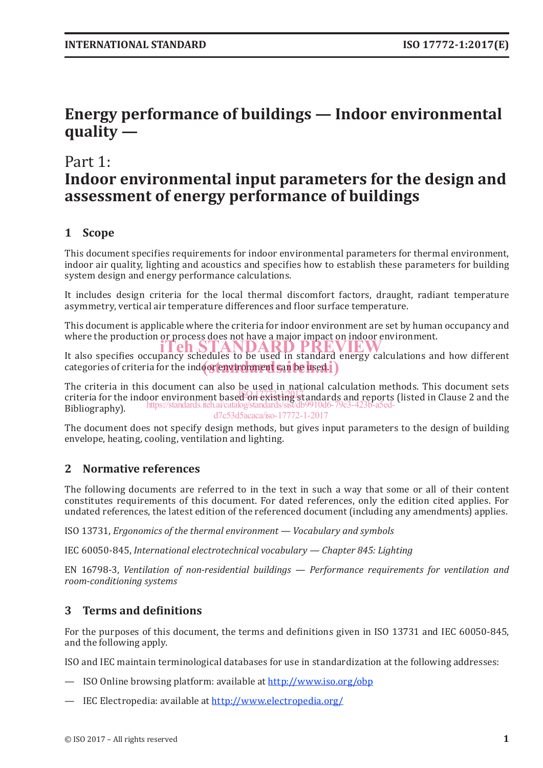# Energy performance of buildings — Indoor environmental quality —

## Part 1: Indoor environmental input parameters for the design and assessment of energy performance of buildings

## 1 Scope

This document specifies requirements for indoor environmental parameters for thermal environment, indoor air quality, lighting and acoustics and specifies how to establish these parameters for building system design and energy performance calculations.

It includes design criteria for the local thermal discomfort factors, draught, radiant temperature asymmetry, vertical air temperature differences and floor surface temperature.

This document is applicable where the criteria for indoor environment are set by human occupancy and where the production or process does not have a major impact on indoor environment.

It also specifies occupancy schedules to be used in standard energy calculations and how different categories of criteria for the indoor environment can be used.

The criteria in this document can also be used in national calculation methods. This document sets criteria for the indoor environment based on existing standards and reports (listed in Clause 2 and the Bibliography).

The document does not specify design methods, but gives input parameters to the design of building envelope, heating, cooling, ventilation and lighting.

## 2 Normative references

The following documents are referred to in the text in such a way that some or all of their content constitutes requirements of this document. For dated references, only the edition cited applies. For undated references, the latest edition of the referenced document (including any amendments) applies.

ISO 13731, *Ergonomics of the thermal environment — Vocabulary and symbols*

IEC 60050-845, *International electrotechnical vocabulary — Chapter 845: Lighting*

EN 16798-3, *Ventilation of non-residential buildings — Performance requirements for ventilation and room-conditioning systems*

## 3 Terms and definitions

For the purposes of this document, the terms and definitions given in ISO 13731 and IEC 60050-845, and the following apply.

ISO and IEC maintain terminological databases for use in standardization at the following addresses:

— ISO Online browsing platform: available at http://www.iso.org/obp

— IEC Electropedia: available at http://www.electropedia.org/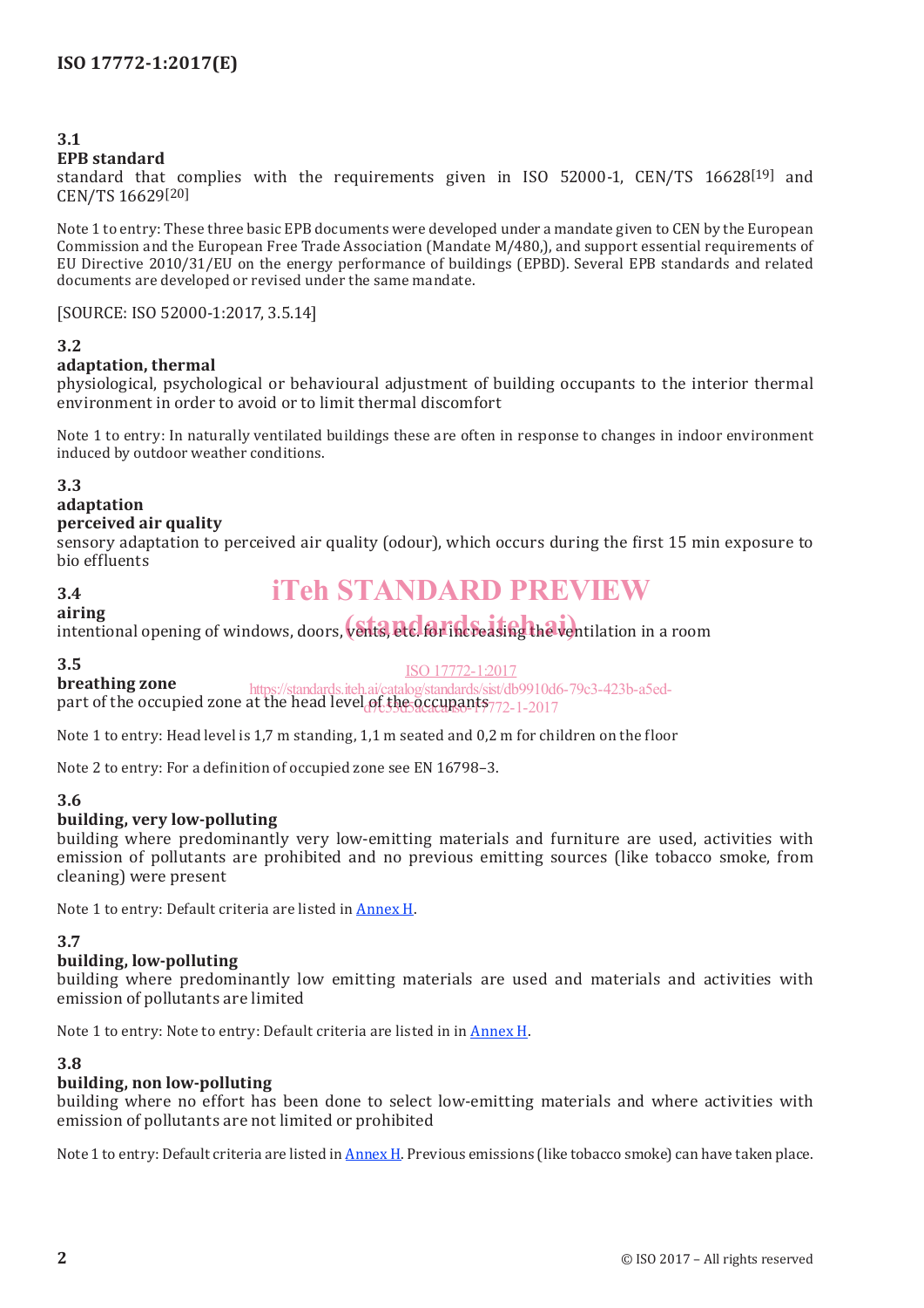**3.1**
**EPB standard**
standard that complies with the requirements given in ISO 52000-1, CEN/TS 16628[19] and CEN/TS 16629[20]

Note 1 to entry: These three basic EPB documents were developed under a mandate given to CEN by the European Commission and the European Free Trade Association (Mandate M/480,), and support essential requirements of EU Directive 2010/31/EU on the energy performance of buildings (EPBD). Several EPB standards and related documents are developed or revised under the same mandate.

[SOURCE: ISO 52000-1:2017, 3.5.14]

**3.2**
**adaptation, thermal**
physiological, psychological or behavioural adjustment of building occupants to the interior thermal environment in order to avoid or to limit thermal discomfort

Note 1 to entry: In naturally ventilated buildings these are often in response to changes in indoor environment induced by outdoor weather conditions.

**3.3**
**adaptation**
**perceived air quality**
sensory adaptation to perceived air quality (odour), which occurs during the first 15 min exposure to bio effluents

**3.4**
**airing**
intentional opening of windows, doors, vents, etc. for increasing the ventilation in a room

**3.5**
**breathing zone**
part of the occupied zone at the head level of the occupants

Note 1 to entry: Head level is 1,7 m standing, 1,1 m seated and 0,2 m for children on the floor

Note 2 to entry: For a definition of occupied zone see EN 16798–3.

**3.6**
**building, very low-polluting**
building where predominantly very low-emitting materials and furniture are used, activities with emission of pollutants are prohibited and no previous emitting sources (like tobacco smoke, from cleaning) were present

Note 1 to entry: Default criteria are listed in Annex H.

**3.7**
**building, low-polluting**
building where predominantly low emitting materials are used and materials and activities with emission of pollutants are limited

Note 1 to entry: Note to entry: Default criteria are listed in in Annex H.

**3.8**
**building, non low-polluting**
building where no effort has been done to select low-emitting materials and where activities with emission of pollutants are not limited or prohibited

Note 1 to entry: Default criteria are listed in Annex H. Previous emissions (like tobacco smoke) can have taken place.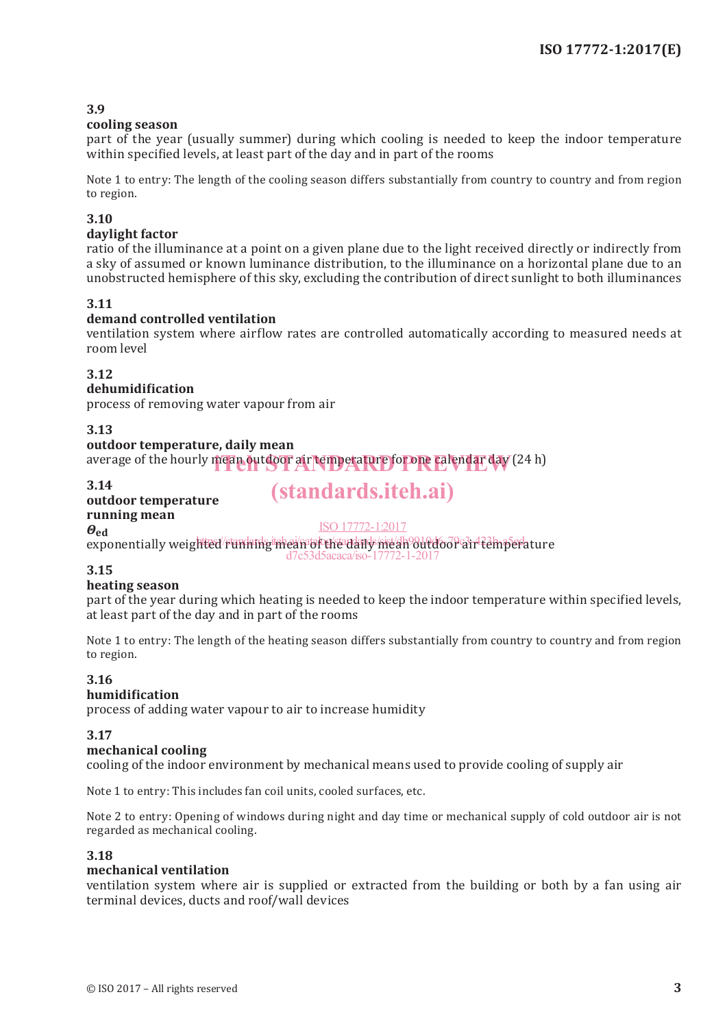**3.9**
**cooling season**
part of the year (usually summer) during which cooling is needed to keep the indoor temperature within specified levels, at least part of the day and in part of the rooms

Note 1 to entry: The length of the cooling season differs substantially from country to country and from region to region.

**3.10**
**daylight factor**
ratio of the illuminance at a point on a given plane due to the light received directly or indirectly from a sky of assumed or known luminance distribution, to the illuminance on a horizontal plane due to an unobstructed hemisphere of this sky, excluding the contribution of direct sunlight to both illuminances

**3.11**
**demand controlled ventilation**
ventilation system where airflow rates are controlled automatically according to measured needs at room level

**3.12**
**dehumidification**
process of removing water vapour from air

**3.13**
**outdoor temperature, daily mean**
average of the hourly mean outdoor air temperature for one calendar day (24 h)

**3.14**
**outdoor temperature**
**running mean**
$\boldsymbol{\Theta}_{\mathbf{ed}}$
exponentially weighted running mean of the daily mean outdoor air temperature

**3.15**
**heating season**
part of the year during which heating is needed to keep the indoor temperature within specified levels, at least part of the day and in part of the rooms

Note 1 to entry: The length of the heating season differs substantially from country to country and from region to region.

**3.16**
**humidification**
process of adding water vapour to air to increase humidity

**3.17**
**mechanical cooling**
cooling of the indoor environment by mechanical means used to provide cooling of supply air

Note 1 to entry: This includes fan coil units, cooled surfaces, etc.

Note 2 to entry: Opening of windows during night and day time or mechanical supply of cold outdoor air is not regarded as mechanical cooling.

**3.18**
**mechanical ventilation**
ventilation system where air is supplied or extracted from the building or both by a fan using air terminal devices, ducts and roof/wall devices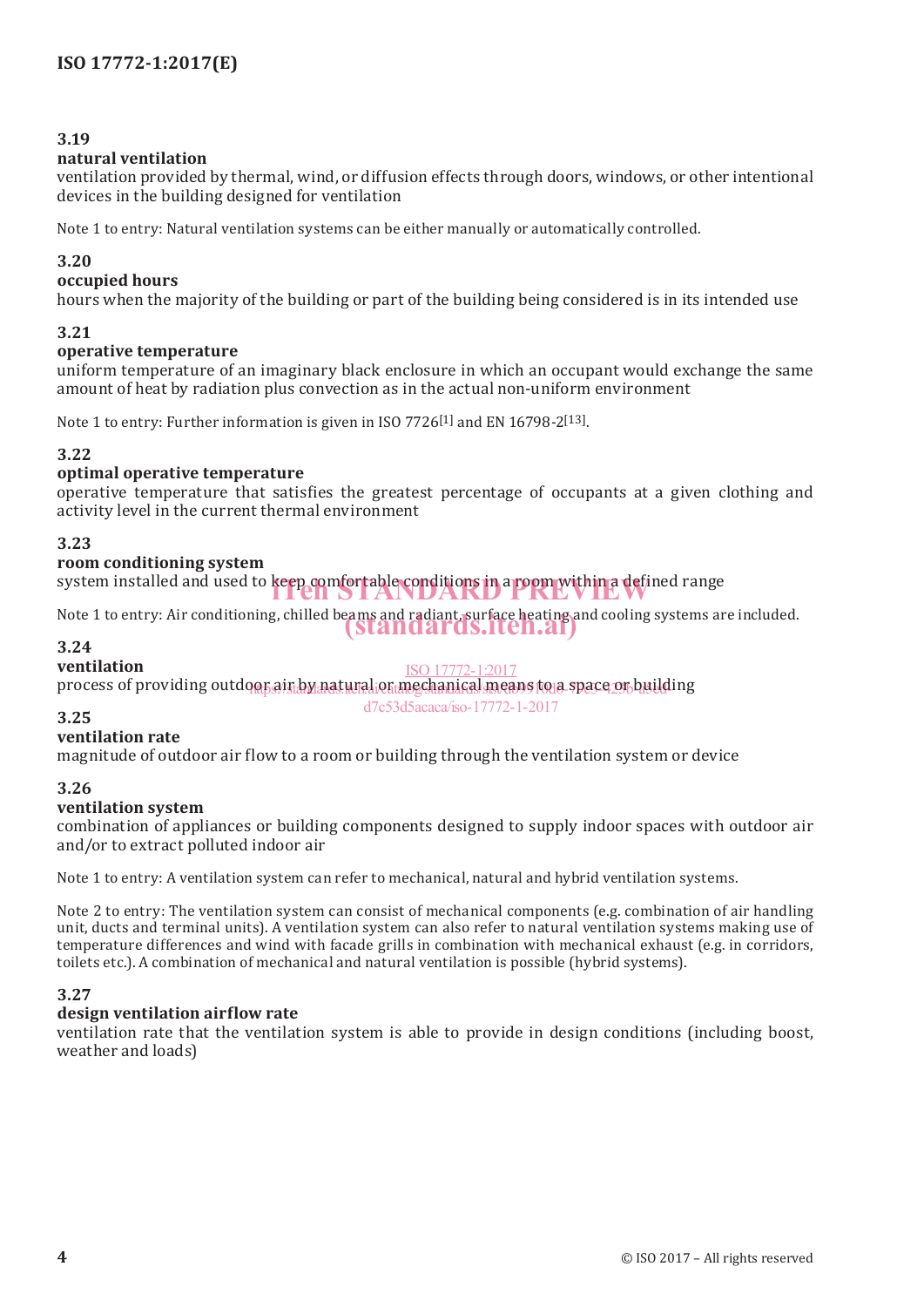**3.19**
**natural ventilation**
ventilation provided by thermal, wind, or diffusion effects through doors, windows, or other intentional devices in the building designed for ventilation

Note 1 to entry: Natural ventilation systems can be either manually or automatically controlled.

**3.20**
**occupied hours**
hours when the majority of the building or part of the building being considered is in its intended use

**3.21**
**operative temperature**
uniform temperature of an imaginary black enclosure in which an occupant would exchange the same amount of heat by radiation plus convection as in the actual non-uniform environment

Note 1 to entry: Further information is given in ISO 7726[1] and EN 16798-2[13].

**3.22**
**optimal operative temperature**
operative temperature that satisfies the greatest percentage of occupants at a given clothing and activity level in the current thermal environment

**3.23**
**room conditioning system**
system installed and used to keep comfortable conditions in a room within a defined range

Note 1 to entry: Air conditioning, chilled beams and radiant, surface heating and cooling systems are included.

**3.24**
**ventilation**
process of providing outdoor air by natural or mechanical means to a space or building

**3.25**
**ventilation rate**
magnitude of outdoor air flow to a room or building through the ventilation system or device

**3.26**
**ventilation system**
combination of appliances or building components designed to supply indoor spaces with outdoor air and/or to extract polluted indoor air

Note 1 to entry: A ventilation system can refer to mechanical, natural and hybrid ventilation systems.

Note 2 to entry: The ventilation system can consist of mechanical components (e.g. combination of air handling unit, ducts and terminal units). A ventilation system can also refer to natural ventilation systems making use of temperature differences and wind with facade grills in combination with mechanical exhaust (e.g. in corridors, toilets etc.). A combination of mechanical and natural ventilation is possible (hybrid systems).

**3.27**
**design ventilation airflow rate**
ventilation rate that the ventilation system is able to provide in design conditions (including boost, weather and loads)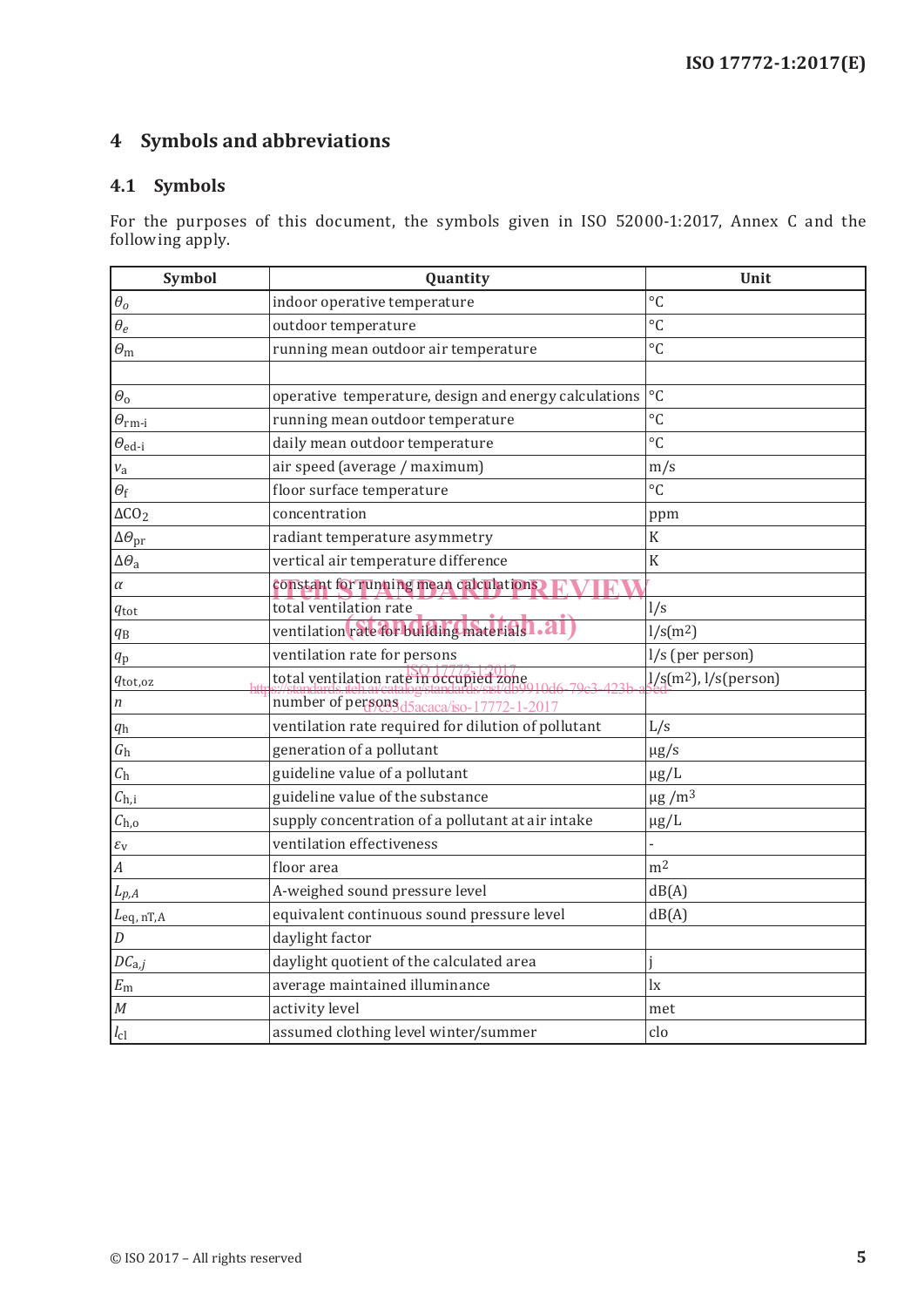## 4 Symbols and abbreviations

### 4.1 Symbols

For the purposes of this document, the symbols given in ISO 52000-1:2017, Annex C and the following apply.

| Symbol | Quantity | Unit |
|---|---|---|
| $\theta_o$ | indoor operative temperature | °C |
| $\theta_e$ | outdoor temperature | °C |
| $\Theta_m$ | running mean outdoor air temperature | °C |
| | | |
| $\Theta_o$ | operative temperature, design and energy calculations | °C |
| $\Theta_{rm-i}$ | running mean outdoor temperature | °C |
| $\Theta_{ed-i}$ | daily mean outdoor temperature | °C |
| $v_a$ | air speed (average / maximum) | m/s |
| $\Theta_f$ | floor surface temperature | °C |
| $\Delta CO_2$ | concentration | ppm |
| $\Delta\Theta_{pr}$ | radiant temperature asymmetry | K |
| $\Delta\Theta_a$ | vertical air temperature difference | K |
| $\alpha$ | constant for running mean calculations | |
| $q_{tot}$ | total ventilation rate | l/s |
| $q_B$ | ventilation rate for building materials | l/s(m²) |
| $q_p$ | ventilation rate for persons | l/s (per person) |
| $q_{tot,oz}$ | total ventilation rate in occupied zone | l/s(m²), l/s(person) |
| $n$ | number of persons | |
| $q_h$ | ventilation rate required for dilution of pollutant | L/s |
| $G_h$ | generation of a pollutant | µg/s |
| $C_h$ | guideline value of a pollutant | µg/L |
| $C_{h,i}$ | guideline value of the substance | µg /m³ |
| $C_{h,o}$ | supply concentration of a pollutant at air intake | µg/L |
| $\varepsilon_v$ | ventilation effectiveness | - |
| $A$ | floor area | m² |
| $L_{p,A}$ | A-weighed sound pressure level | dB(A) |
| $L_{eq,nT,A}$ | equivalent continuous sound pressure level | dB(A) |
| $D$ | daylight factor | |
| $DC_{a,j}$ | daylight quotient of the calculated area | j |
| $E_m$ | average maintained illuminance | lx |
| $M$ | activity level | met |
| $I_{cl}$ | assumed clothing level winter/summer | clo |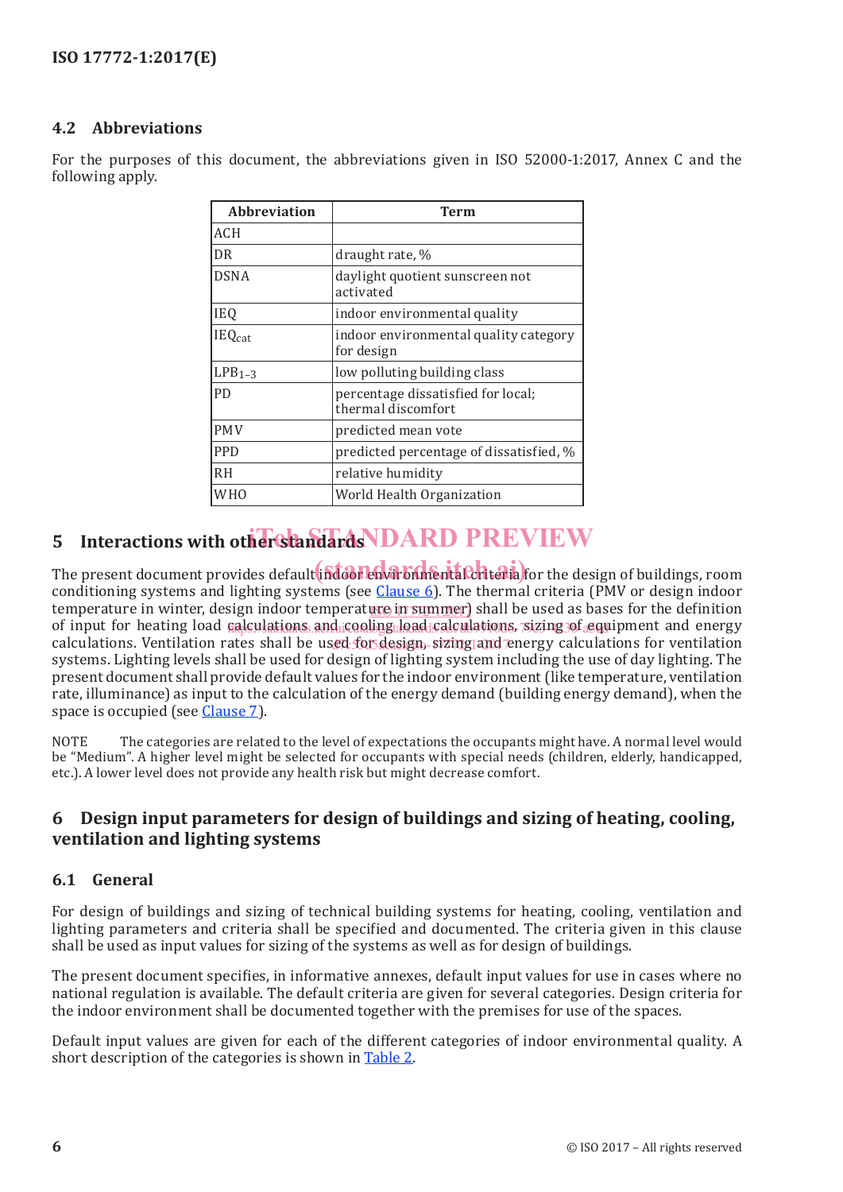### 4.2 Abbreviations

For the purposes of this document, the abbreviations given in ISO 52000-1:2017, Annex C and the following apply.

| Abbreviation | Term |
|---|---|
| ACH | |
| DR | draught rate, % |
| DSNA | daylight quotient sunscreen not activated |
| IEQ | indoor environmental quality |
| $IEQ_{cat}$ | indoor environmental quality category for design |
| $LPB_{1-3}$ | low polluting building class |
| PD | percentage dissatisfied for local; thermal discomfort |
| PMV | predicted mean vote |
| PPD | predicted percentage of dissatisfied, % |
| RH | relative humidity |
| WHO | World Health Organization |

## 5 Interactions with other standards

The present document provides default indoor environmental criteria for the design of buildings, room conditioning systems and lighting systems (see Clause 6). The thermal criteria (PMV or design indoor temperature in winter, design indoor temperature in summer) shall be used as bases for the definition of input for heating load calculations and cooling load calculations, sizing of equipment and energy calculations. Ventilation rates shall be used for design, sizing and energy calculations for ventilation systems. Lighting levels shall be used for design of lighting system including the use of day lighting. The present document shall provide default values for the indoor environment (like temperature, ventilation rate, illuminance) as input to the calculation of the energy demand (building energy demand), when the space is occupied (see Clause 7).

NOTE The categories are related to the level of expectations the occupants might have. A normal level would be "Medium". A higher level might be selected for occupants with special needs (children, elderly, handicapped, etc.). A lower level does not provide any health risk but might decrease comfort.

## 6 Design input parameters for design of buildings and sizing of heating, cooling, ventilation and lighting systems

### 6.1 General

For design of buildings and sizing of technical building systems for heating, cooling, ventilation and lighting parameters and criteria shall be specified and documented. The criteria given in this clause shall be used as input values for sizing of the systems as well as for design of buildings.

The present document specifies, in informative annexes, default input values for use in cases where no national regulation is available. The default criteria are given for several categories. Design criteria for the indoor environment shall be documented together with the premises for use of the spaces.

Default input values are given for each of the different categories of indoor environmental quality. A short description of the categories is shown in Table 2.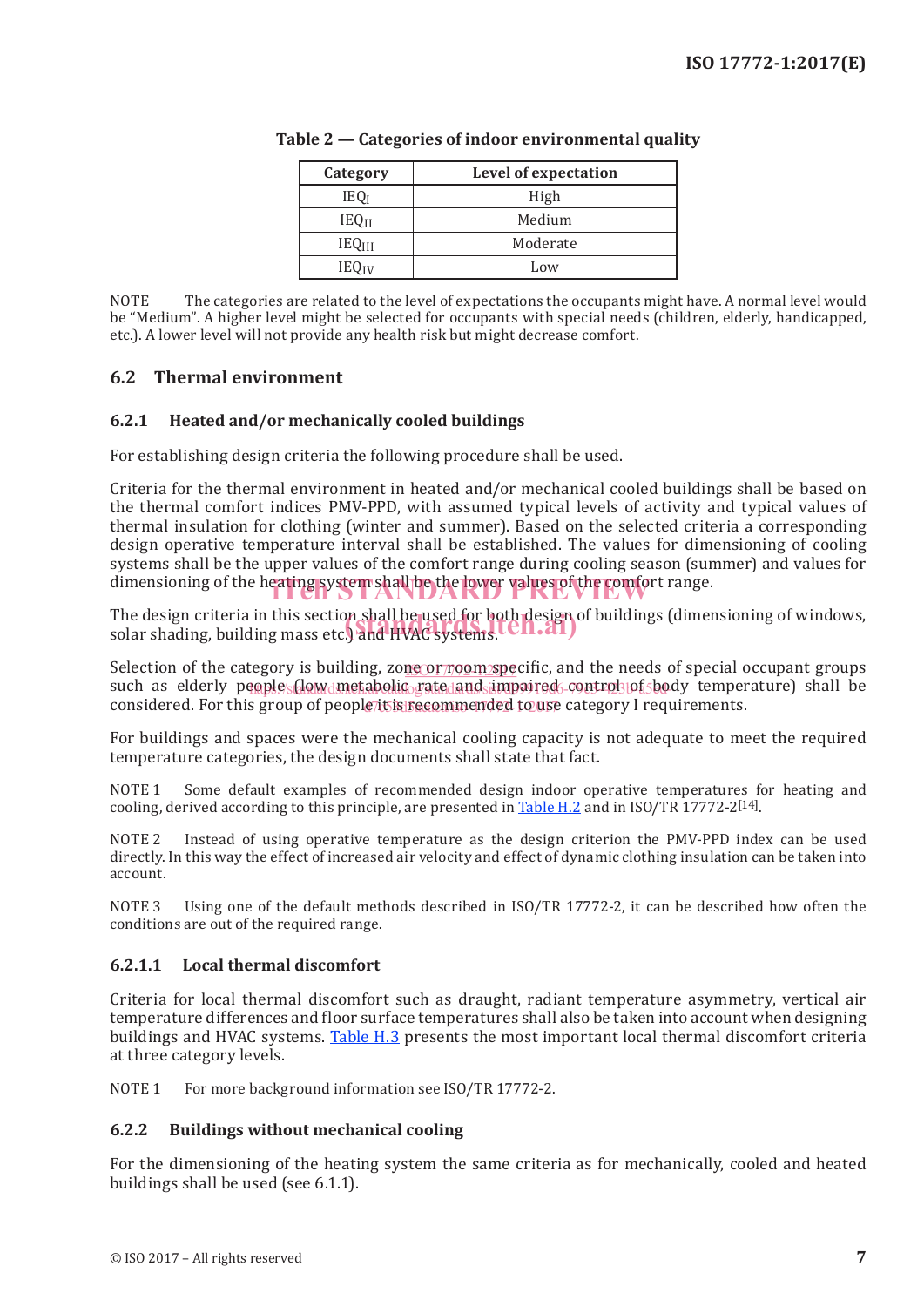**Table 2 — Categories of indoor environmental quality**

| Category | Level of expectation |
|---|---|
| $IEQ_I$ | High |
| $IEQ_{II}$ | Medium |
| $IEQ_{III}$ | Moderate |
| $IEQ_{IV}$ | Low |

NOTE The categories are related to the level of expectations the occupants might have. A normal level would be "Medium". A higher level might be selected for occupants with special needs (children, elderly, handicapped, etc.). A lower level will not provide any health risk but might decrease comfort.

## 6.2 Thermal environment

### 6.2.1 Heated and/or mechanically cooled buildings

For establishing design criteria the following procedure shall be used.

Criteria for the thermal environment in heated and/or mechanical cooled buildings shall be based on the thermal comfort indices PMV-PPD, with assumed typical levels of activity and typical values of thermal insulation for clothing (winter and summer). Based on the selected criteria a corresponding design operative temperature interval shall be established. The values for dimensioning of cooling systems shall be the upper values of the comfort range during cooling season (summer) and values for dimensioning of the heating system shall be the lower values of the comfort range.

The design criteria in this section shall be used for both design of buildings (dimensioning of windows, solar shading, building mass etc.) and HVAC systems.

Selection of the category is building, zone or room specific, and the needs of special occupant groups such as elderly people (low metabolic rate and impaired control of body temperature) shall be considered. For this group of people it is recommended to use category I requirements.

For buildings and spaces were the mechanical cooling capacity is not adequate to meet the required temperature categories, the design documents shall state that fact.

NOTE 1 Some default examples of recommended design indoor operative temperatures for heating and cooling, derived according to this principle, are presented in Table H.2 and in ISO/TR 17772-2[14].

NOTE 2 Instead of using operative temperature as the design criterion the PMV-PPD index can be used directly. In this way the effect of increased air velocity and effect of dynamic clothing insulation can be taken into account.

NOTE 3 Using one of the default methods described in ISO/TR 17772-2, it can be described how often the conditions are out of the required range.

#### 6.2.1.1 Local thermal discomfort

Criteria for local thermal discomfort such as draught, radiant temperature asymmetry, vertical air temperature differences and floor surface temperatures shall also be taken into account when designing buildings and HVAC systems. Table H.3 presents the most important local thermal discomfort criteria at three category levels.

NOTE 1 For more background information see ISO/TR 17772-2.

### 6.2.2 Buildings without mechanical cooling

For the dimensioning of the heating system the same criteria as for mechanically, cooled and heated buildings shall be used (see 6.1.1).